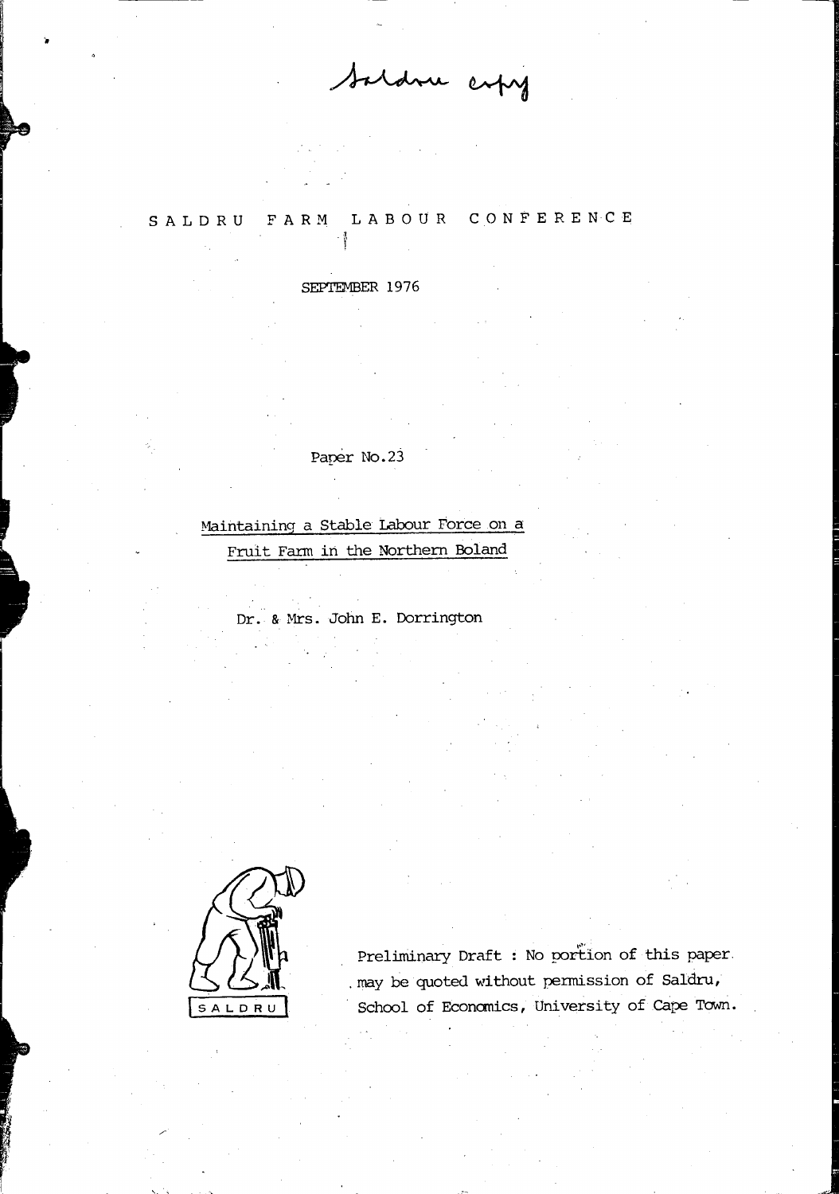Saldru copy

SALDRU FARM LABOUR CONFERENCE

SEPTEMBER 1976

Paper No.23

# Maintaining a Stable Labour Force on a Fruit Farm in the Northern Boland

Dr. & Mrs. John E. Dorrington

SALDRU

Preliminary Draft : No portion of this paper may be quoted without permission of Saldru, School of Economics, University of Cape Town.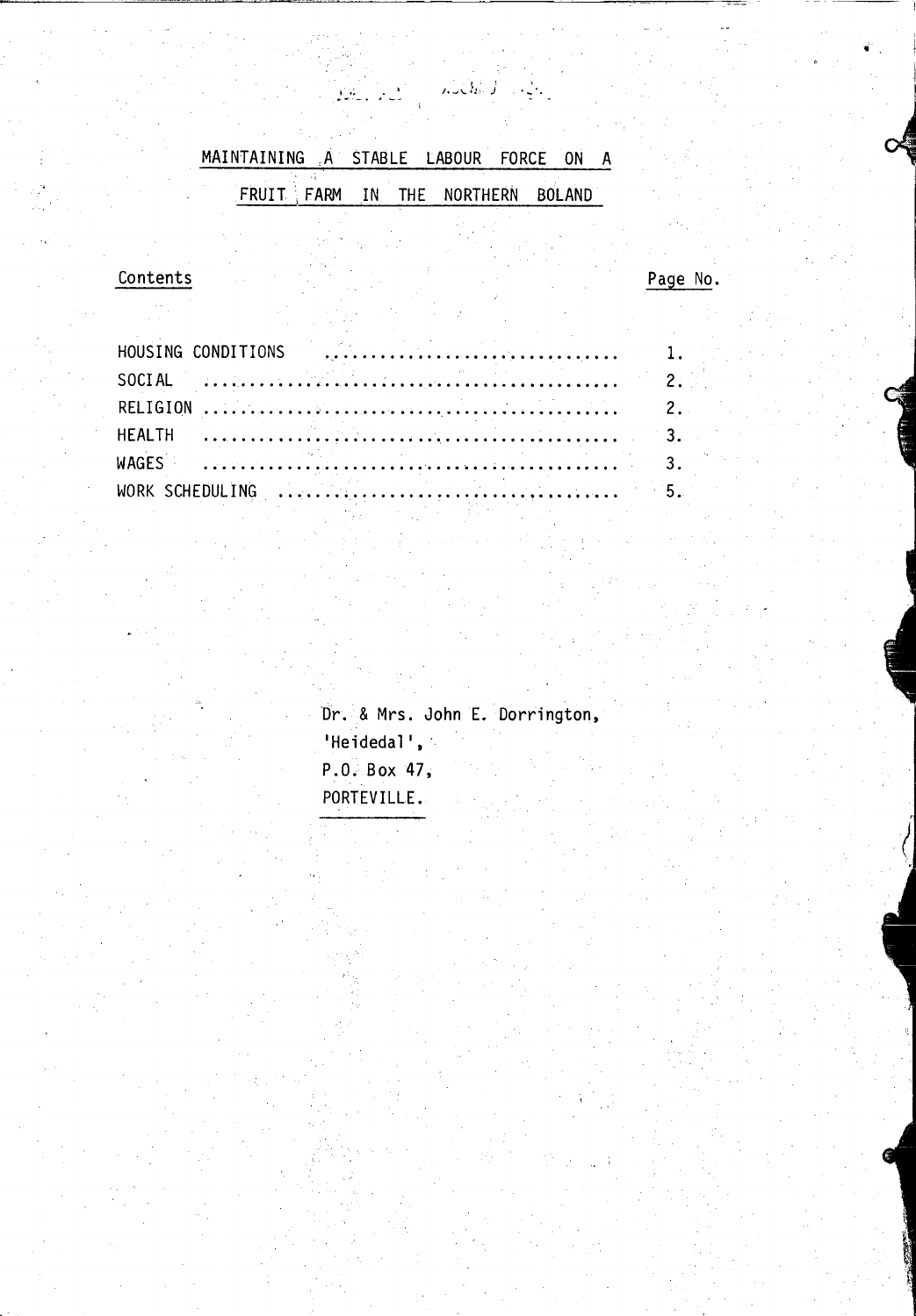# MAINTAINING A STABLE LABOUR FORCE ON A FRUIT FARM IN THE NORTHERN BOLAND

| Contents | Page No. |
|---|---|
| HOUSING CONDITIONS | 1. |
| SOCIAL | 2. |
| RELIGION | 2. |
| HEALTH | 3. |
| WAGES | 3. |
| WORK SCHEDULING | 5. |

Dr. & Mrs. John E. Dorrington,
'Heidedal',
P.O. Box 47,
PORTEVILLE.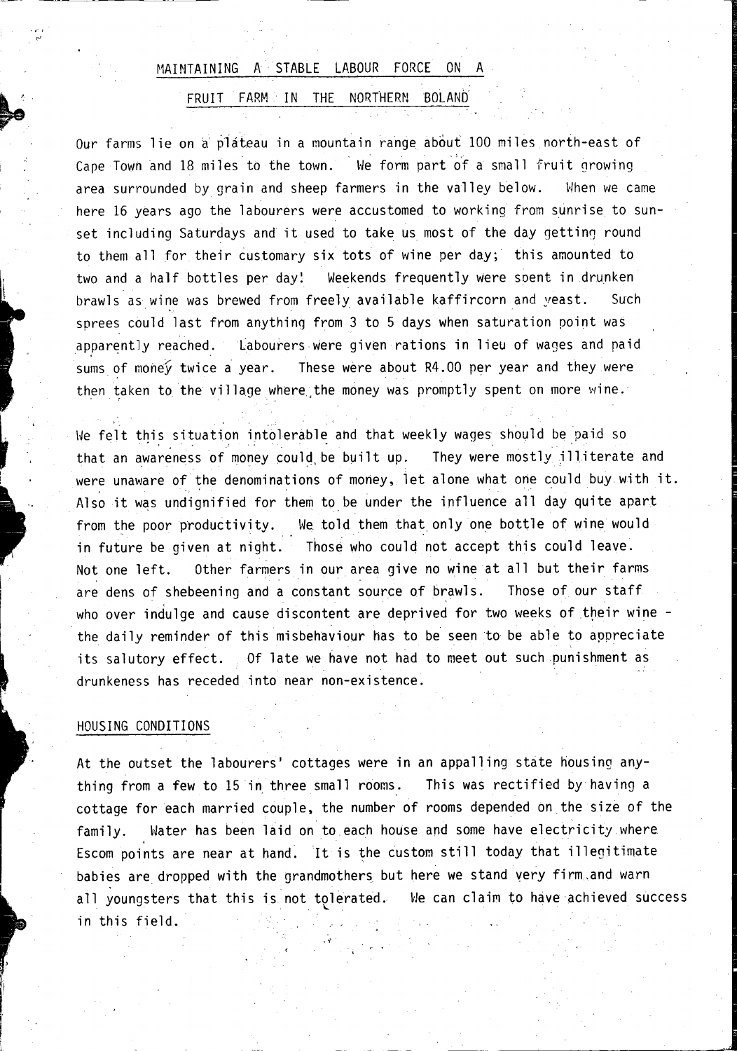## MAINTAINING A STABLE LABOUR FORCE ON A FRUIT FARM IN THE NORTHERN BOLAND

Our farms lie on a plateau in a mountain range about 100 miles north-east of Cape Town and 18 miles to the town. We form part of a small fruit growing area surrounded by grain and sheep farmers in the valley below. When we came here 16 years ago the labourers were accustomed to working from sunrise to sunset including Saturdays and it used to take us most of the day getting round to them all for their customary six tots of wine per day; this amounted to two and a half bottles per day! Weekends frequently were spent in drunken brawls as wine was brewed from freely available kaffircorn and yeast. Such sprees could last from anything from 3 to 5 days when saturation point was apparently reached. Labourers were given rations in lieu of wages and paid sums of money twice a year. These were about R4.00 per year and they were then taken to the village where the money was promptly spent on more wine.

We felt this situation intolerable and that weekly wages should be paid so that an awareness of money could be built up. They were mostly illiterate and were unaware of the denominations of money, let alone what one could buy with it. Also it was undignified for them to be under the influence all day quite apart from the poor productivity. We told them that only one bottle of wine would in future be given at night. Those who could not accept this could leave. Not one left. Other farmers in our area give no wine at all but their farms are dens of shebeening and a constant source of brawls. Those of our staff who over indulge and cause discontent are deprived for two weeks of their wine - the daily reminder of this misbehaviour has to be seen to be able to appreciate its salutory effect. Of late we have not had to meet out such punishment as drunkeness has receded into near non-existence.

### HOUSING CONDITIONS

At the outset the labourers' cottages were in an appalling state housing anything from a few to 15 in three small rooms. This was rectified by having a cottage for each married couple, the number of rooms depended on the size of the family. Water has been laid on to each house and some have electricity where Escom points are near at hand. It is the custom still today that illegitimate babies are dropped with the grandmothers but here we stand very firm and warn all youngsters that this is not tolerated. We can claim to have achieved success in this field.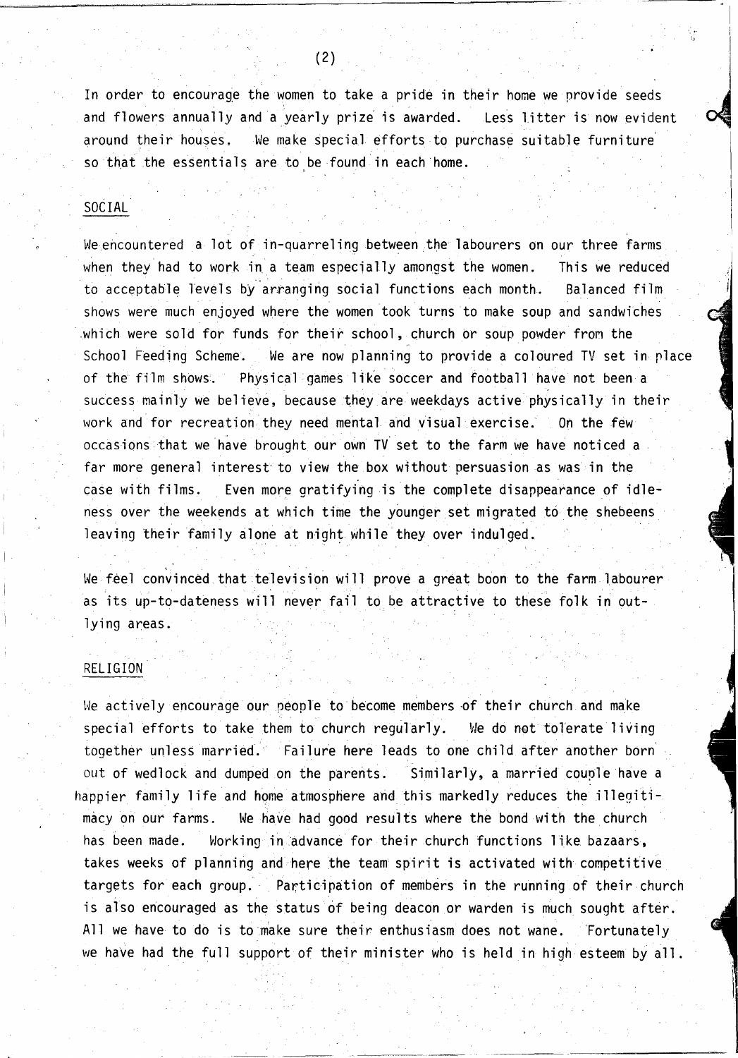In order to encourage the women to take a pride in their home we provide seeds and flowers annually and a yearly prize is awarded. Less litter is now evident around their houses. We make special efforts to purchase suitable furniture so that the essentials are to be found in each home.

## SOCIAL

We encountered a lot of in-quarreling between the labourers on our three farms when they had to work in a team especially amongst the women. This we reduced to acceptable levels by arranging social functions each month. Balanced film shows were much enjoyed where the women took turns to make soup and sandwiches which were sold for funds for their school, church or soup powder from the School Feeding Scheme. We are now planning to provide a coloured TV set in place of the film shows. Physical games like soccer and football have not been a success mainly we believe, because they are weekdays active physically in their work and for recreation they need mental and visual exercise. On the few occasions that we have brought our own TV set to the farm we have noticed a far more general interest to view the box without persuasion as was in the case with films. Even more gratifying is the complete disappearance of idleness over the weekends at which time the younger set migrated to the shebeens leaving their family alone at night while they over indulged.

We feel convinced that television will prove a great boon to the farm labourer as its up-to-dateness will never fail to be attractive to these folk in outlying areas.

## RELIGION

We actively encourage our people to become members of their church and make special efforts to take them to church regularly. We do not tolerate living together unless married. Failure here leads to one child after another born out of wedlock and dumped on the parents. Similarly, a married couple have a happier family life and home atmosphere and this markedly reduces the illegitimacy on our farms. We have had good results where the bond with the church has been made. Working in advance for their church functions like bazaars, takes weeks of planning and here the team spirit is activated with competitive targets for each group. Participation of members in the running of their church is also encouraged as the status of being deacon or warden is much sought after. All we have to do is to make sure their enthusiasm does not wane. Fortunately we have had the full support of their minister who is held in high esteem by all.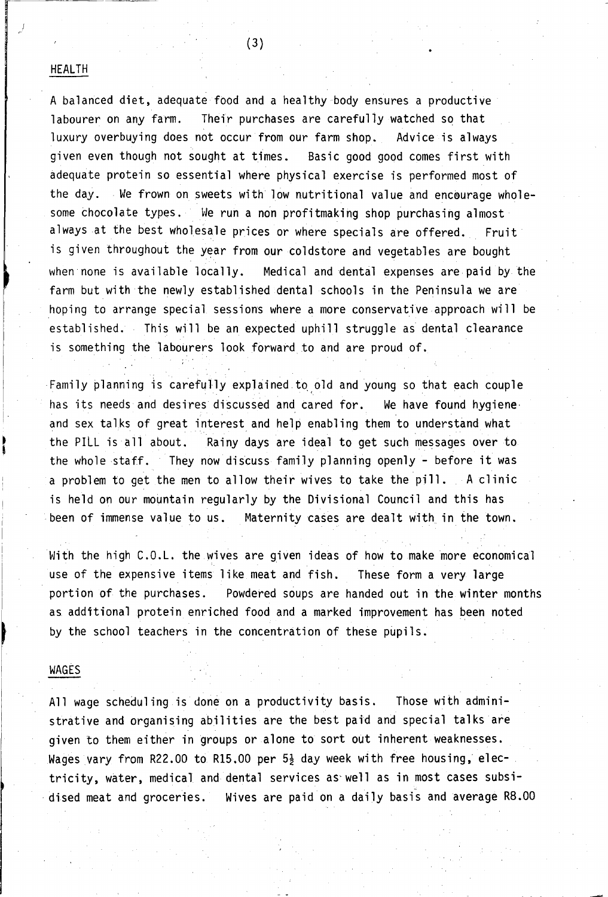## HEALTH

A balanced diet, adequate food and a healthy body ensures a productive labourer on any farm. Their purchases are carefully watched so that luxury overbuying does not occur from our farm shop. Advice is always given even though not sought at times. Basic good good comes first with adequate protein so essential where physical exercise is performed most of the day. We frown on sweets with low nutritional value and encourage wholesome chocolate types. We run a non profitmaking shop purchasing almost always at the best wholesale prices or where specials are offered. Fruit is given throughout the year from our coldstore and vegetables are bought when none is available locally. Medical and dental expenses are paid by the farm but with the newly established dental schools in the Peninsula we are hoping to arrange special sessions where a more conservative approach will be established. This will be an expected uphill struggle as dental clearance is something the labourers look forward to and are proud of.

Family planning is carefully explained to old and young so that each couple has its needs and desires discussed and cared for. We have found hygiene and sex talks of great interest and help enabling them to understand what the PILL is all about. Rainy days are ideal to get such messages over to the whole staff. They now discuss family planning openly - before it was a problem to get the men to allow their wives to take the pill. A clinic is held on our mountain regularly by the Divisional Council and this has been of immense value to us. Maternity cases are dealt with in the town.

With the high C.O.L. the wives are given ideas of how to make more economical use of the expensive items like meat and fish. These form a very large portion of the purchases. Powdered soups are handed out in the winter months as additional protein enriched food and a marked improvement has been noted by the school teachers in the concentration of these pupils.

## WAGES

All wage scheduling is done on a productivity basis. Those with administrative and organising abilities are the best paid and special talks are given to them either in groups or alone to sort out inherent weaknesses. Wages vary from R22.00 to R15.00 per 5½ day week with free housing, electricity, water, medical and dental services as well as in most cases subsidised meat and groceries. Wives are paid on a daily basis and average R8.00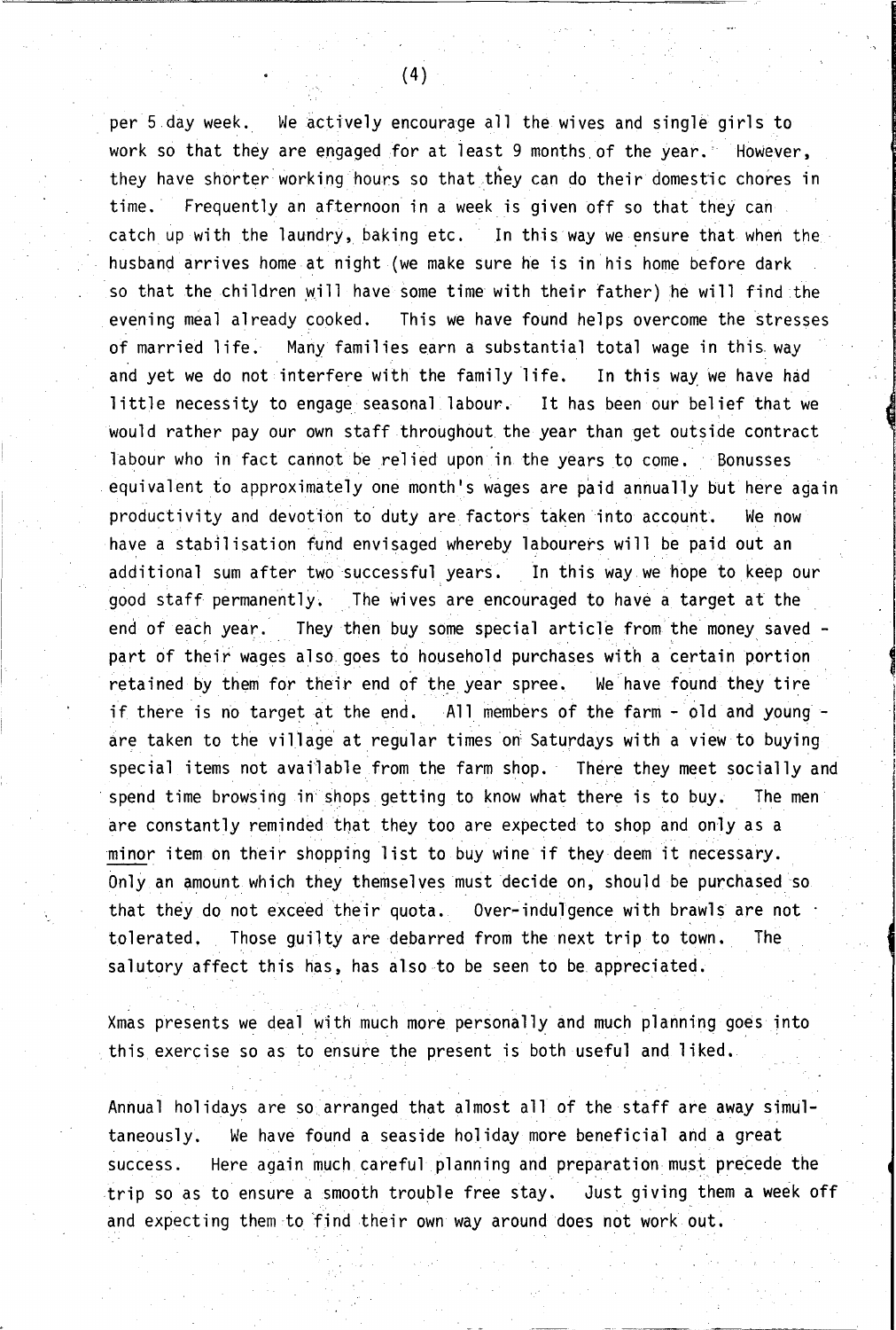per 5 day week. We actively encourage all the wives and single girls to work so that they are engaged for at least 9 months of the year. However, they have shorter working hours so that they can do their domestic chores in time. Frequently an afternoon in a week is given off so that they can catch up with the laundry, baking etc. In this way we ensure that when the husband arrives home at night (we make sure he is in his home before dark so that the children will have some time with their father) he will find the evening meal already cooked. This we have found helps overcome the stresses of married life. Many families earn a substantial total wage in this way and yet we do not interfere with the family life. In this way we have had little necessity to engage seasonal labour. It has been our belief that we would rather pay our own staff throughout the year than get outside contract labour who in fact cannot be relied upon in the years to come. Bonusses equivalent to approximately one month's wages are paid annually but here again productivity and devotion to duty are factors taken into account. We now have a stabilisation fund envisaged whereby labourers will be paid out an additional sum after two successful years. In this way we hope to keep our good staff permanently. The wives are encouraged to have a target at the end of each year. They then buy some special article from the money saved - part of their wages also goes to household purchases with a certain portion retained by them for their end of the year spree. We have found they tire if there is no target at the end. All members of the farm - old and young - are taken to the village at regular times on Saturdays with a view to buying special items not available from the farm shop. There they meet socially and spend time browsing in shops getting to know what there is to buy. The men are constantly reminded that they too are expected to shop and only as a <u>minor</u> item on their shopping list to buy wine if they deem it necessary. Only an amount which they themselves must decide on, should be purchased so that they do not exceed their quota. Over-indulgence with brawls are not tolerated. Those guilty are debarred from the next trip to town. The salutory affect this has, has also to be seen to be appreciated.

Xmas presents we deal with much more personally and much planning goes into this exercise so as to ensure the present is both useful and liked.

Annual holidays are so arranged that almost all of the staff are away simultaneously. We have found a seaside holiday more beneficial and a great success. Here again much careful planning and preparation must precede the trip so as to ensure a smooth trouble free stay. Just giving them a week off and expecting them to find their own way around does not work out.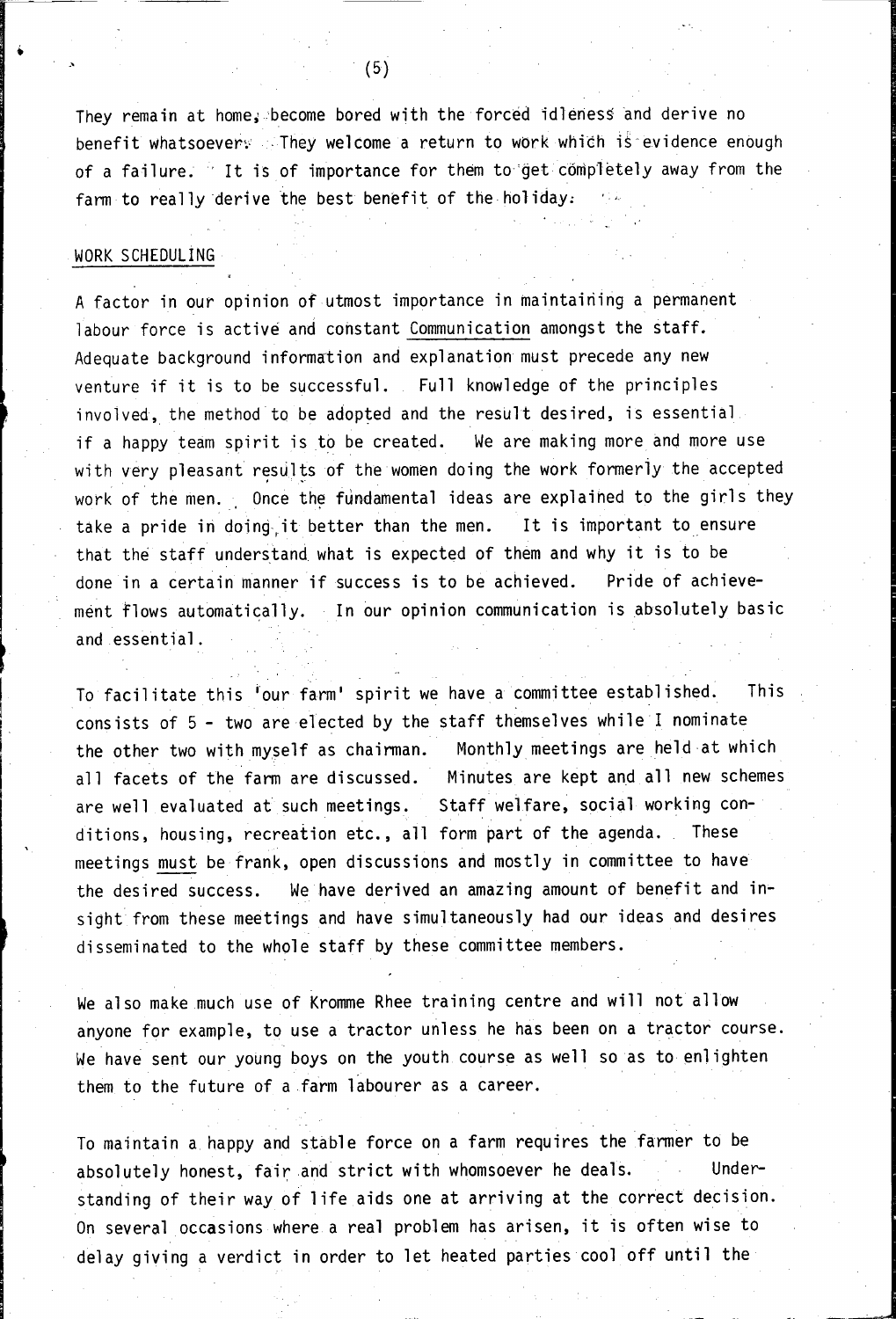They remain at home, become bored with the forced idleness and derive no benefit whatsoever. They welcome a return to work which is evidence enough of a failure. It is of importance for them to get completely away from the farm to really derive the best benefit of the holiday.

## WORK SCHEDULING

A factor in our opinion of utmost importance in maintaining a permanent labour force is active and constant Communication amongst the staff. Adequate background information and explanation must precede any new venture if it is to be successful. Full knowledge of the principles involved, the method to be adopted and the result desired, is essential if a happy team spirit is to be created. We are making more and more use with very pleasant results of the women doing the work formerly the accepted work of the men. Once the fundamental ideas are explained to the girls they take a pride in doing it better than the men. It is important to ensure that the staff understand what is expected of them and why it is to be done in a certain manner if success is to be achieved. Pride of achievement flows automatically. In our opinion communication is absolutely basic and essential.

To facilitate this 'our farm' spirit we have a committee established. This consists of 5 - two are elected by the staff themselves while I nominate the other two with myself as chairman. Monthly meetings are held at which all facets of the farm are discussed. Minutes are kept and all new schemes are well evaluated at such meetings. Staff welfare, social working conditions, housing, recreation etc., all form part of the agenda. These meetings must be frank, open discussions and mostly in committee to have the desired success. We have derived an amazing amount of benefit and insight from these meetings and have simultaneously had our ideas and desires disseminated to the whole staff by these committee members.

We also make much use of Kromme Rhee training centre and will not allow anyone for example, to use a tractor unless he has been on a tractor course. We have sent our young boys on the youth course as well so as to enlighten them to the future of a farm labourer as a career.

To maintain a happy and stable force on a farm requires the farmer to be absolutely honest, fair and strict with whomsoever he deals. Understanding of their way of life aids one at arriving at the correct decision. On several occasions where a real problem has arisen, it is often wise to delay giving a verdict in order to let heated parties cool off until the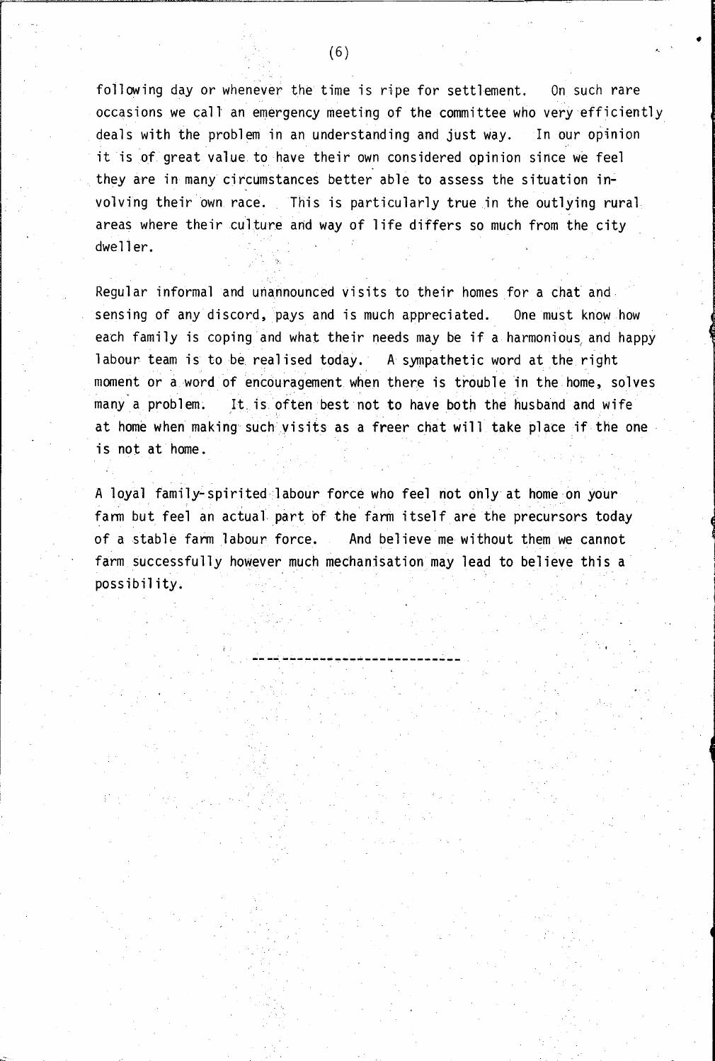following day or whenever the time is ripe for settlement. On such rare occasions we call an emergency meeting of the committee who very efficiently deals with the problem in an understanding and just way. In our opinion it is of great value to have their own considered opinion since we feel they are in many circumstances better able to assess the situation involving their own race. This is particularly true in the outlying rural areas where their culture and way of life differs so much from the city dweller.

Regular informal and unannounced visits to their homes for a chat and sensing of any discord, pays and is much appreciated. One must know how each family is coping and what their needs may be if a harmonious and happy labour team is to be realised today. A sympathetic word at the right moment or a word of encouragement when there is trouble in the home, solves many a problem. It is often best not to have both the husband and wife at home when making such visits as a freer chat will take place if the one is not at home.

A loyal family-spirited labour force who feel not only at home on your farm but feel an actual part of the farm itself are the precursors today of a stable farm labour force. And believe me without them we cannot farm successfully however much mechanisation may lead to believe this a possibility.

---